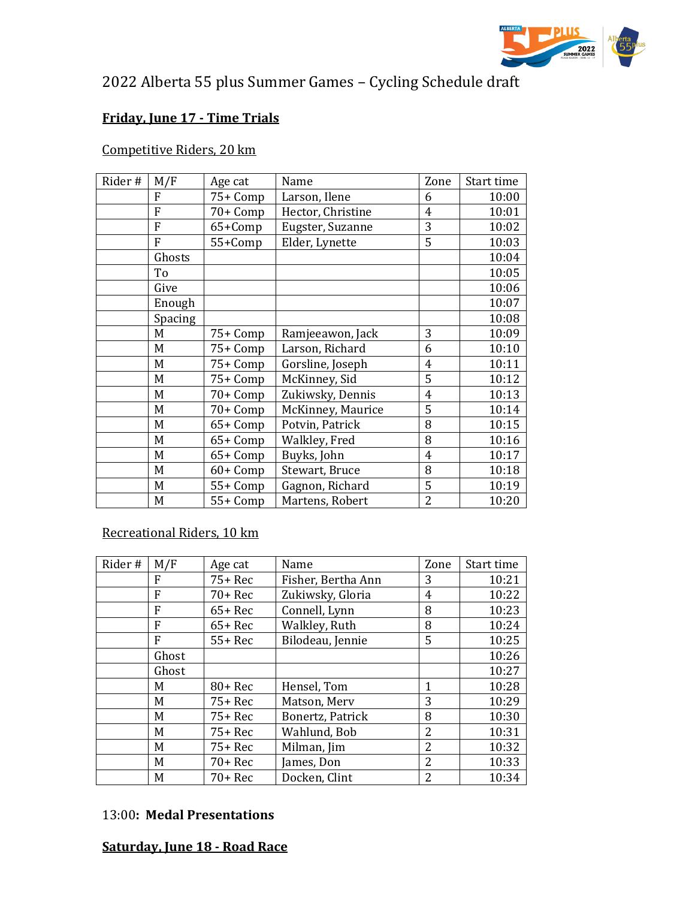# 2022 Alberta 55 plus Summer Games – Cycling Schedule draft

## Friday, June 17 - Time Trials

Competitive Riders, 20 km

| Rider # | M/F | Age cat | Name | Zone | Start time |
|---|---|---|---|---|---|
| | F | 75+ Comp | Larson, Ilene | 6 | 10:00 |
| | F | 70+ Comp | Hector, Christine | 4 | 10:01 |
| | F | 65+Comp | Eugster, Suzanne | 3 | 10:02 |
| | F | 55+Comp | Elder, Lynette | 5 | 10:03 |
| | Ghosts | | | | 10:04 |
| | To | | | | 10:05 |
| | Give | | | | 10:06 |
| | Enough | | | | 10:07 |
| | Spacing | | | | 10:08 |
| | M | 75+ Comp | Ramjeeawon, Jack | 3 | 10:09 |
| | M | 75+ Comp | Larson, Richard | 6 | 10:10 |
| | M | 75+ Comp | Gorsline, Joseph | 4 | 10:11 |
| | M | 75+ Comp | McKinney, Sid | 5 | 10:12 |
| | M | 70+ Comp | Zukiwsky, Dennis | 4 | 10:13 |
| | M | 70+ Comp | McKinney, Maurice | 5 | 10:14 |
| | M | 65+ Comp | Potvin, Patrick | 8 | 10:15 |
| | M | 65+ Comp | Walkley, Fred | 8 | 10:16 |
| | M | 65+ Comp | Buyks, John | 4 | 10:17 |
| | M | 60+ Comp | Stewart, Bruce | 8 | 10:18 |
| | M | 55+ Comp | Gagnon, Richard | 5 | 10:19 |
| | M | 55+ Comp | Martens, Robert | 2 | 10:20 |

Recreational Riders, 10 km

| Rider # | M/F | Age cat | Name | Zone | Start time |
|---|---|---|---|---|---|
| | F | 75+ Rec | Fisher, Bertha Ann | 3 | 10:21 |
| | F | 70+ Rec | Zukiwsky, Gloria | 4 | 10:22 |
| | F | 65+ Rec | Connell, Lynn | 8 | 10:23 |
| | F | 65+ Rec | Walkley, Ruth | 8 | 10:24 |
| | F | 55+ Rec | Bilodeau, Jennie | 5 | 10:25 |
| | Ghost | | | | 10:26 |
| | Ghost | | | | 10:27 |
| | M | 80+ Rec | Hensel, Tom | 1 | 10:28 |
| | M | 75+ Rec | Matson, Merv | 3 | 10:29 |
| | M | 75+ Rec | Bonertz, Patrick | 8 | 10:30 |
| | M | 75+ Rec | Wahlund, Bob | 2 | 10:31 |
| | M | 75+ Rec | Milman, Jim | 2 | 10:32 |
| | M | 70+ Rec | James, Don | 2 | 10:33 |
| | M | 70+ Rec | Docken, Clint | 2 | 10:34 |

13:00**: Medal Presentations**

## Saturday, June 18 - Road Race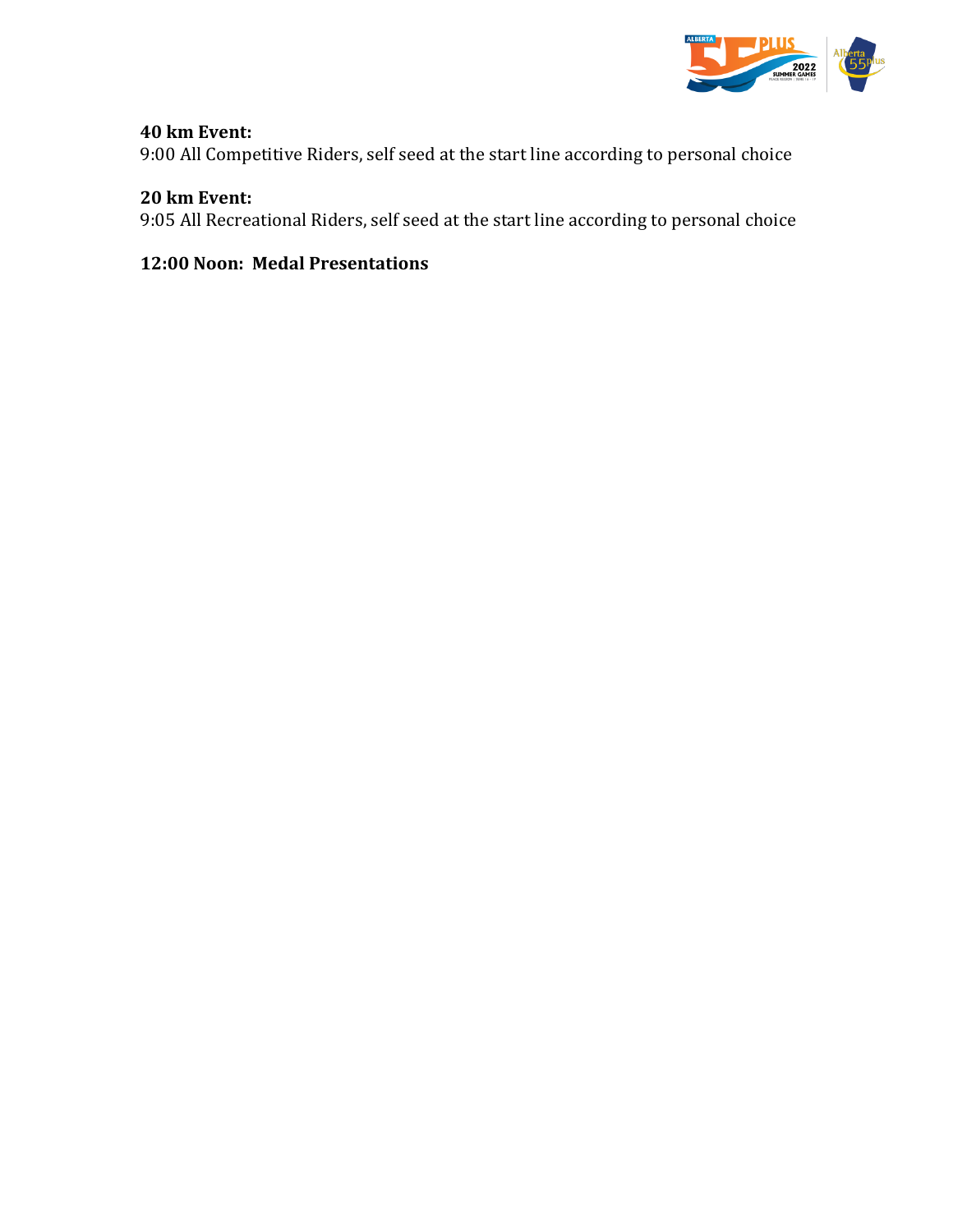**40 km Event:**
9:00 All Competitive Riders, self seed at the start line according to personal choice

**20 km Event:**
9:05 All Recreational Riders, self seed at the start line according to personal choice

**12:00 Noon: Medal Presentations**